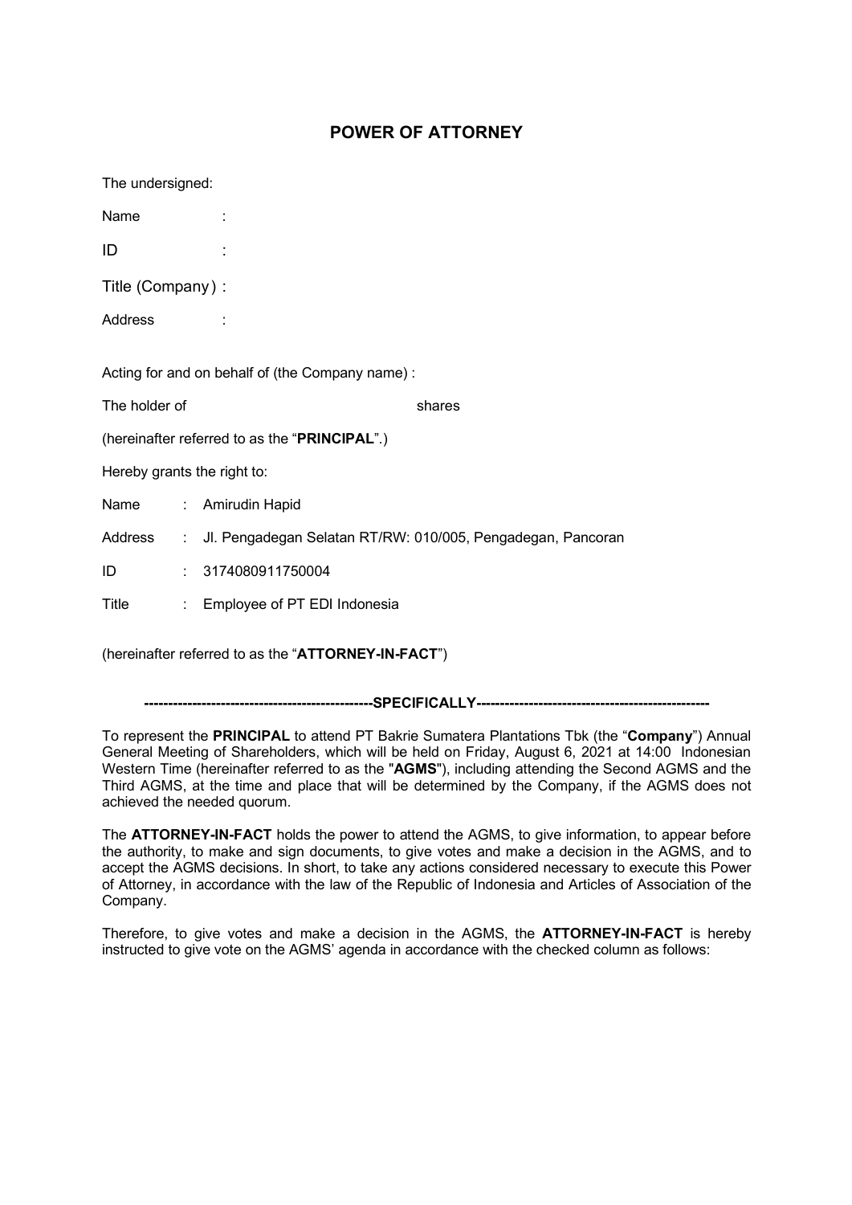# POWER OF ATTORNEY

The undersigned:

Name :

ID :

Title (Company) :

Address :

Acting for and on behalf of (the Company name) :

The holder of shares

(hereinafter referred to as the "**PRINCIPAL**".)

Hereby grants the right to:

Name : Amirudin Hapid

Address : Jl. Pengadegan Selatan RT/RW: 010/005, Pengadegan, Pancoran

ID : 3174080911750004

Title : Employee of PT EDI Indonesia

(hereinafter referred to as the "**ATTORNEY-IN-FACT**")

**------------------------------------------------SPECIFICALLY------------------------------------------------**

To represent the **PRINCIPAL** to attend PT Bakrie Sumatera Plantations Tbk (the "**Company**") Annual General Meeting of Shareholders, which will be held on Friday, August 6, 2021 at 14:00 Indonesian Western Time (hereinafter referred to as the "**AGMS**"), including attending the Second AGMS and the Third AGMS, at the time and place that will be determined by the Company, if the AGMS does not achieved the needed quorum.

The **ATTORNEY-IN-FACT** holds the power to attend the AGMS, to give information, to appear before the authority, to make and sign documents, to give votes and make a decision in the AGMS, and to accept the AGMS decisions. In short, to take any actions considered necessary to execute this Power of Attorney, in accordance with the law of the Republic of Indonesia and Articles of Association of the Company.

Therefore, to give votes and make a decision in the AGMS, the **ATTORNEY-IN-FACT** is hereby instructed to give vote on the AGMS' agenda in accordance with the checked column as follows: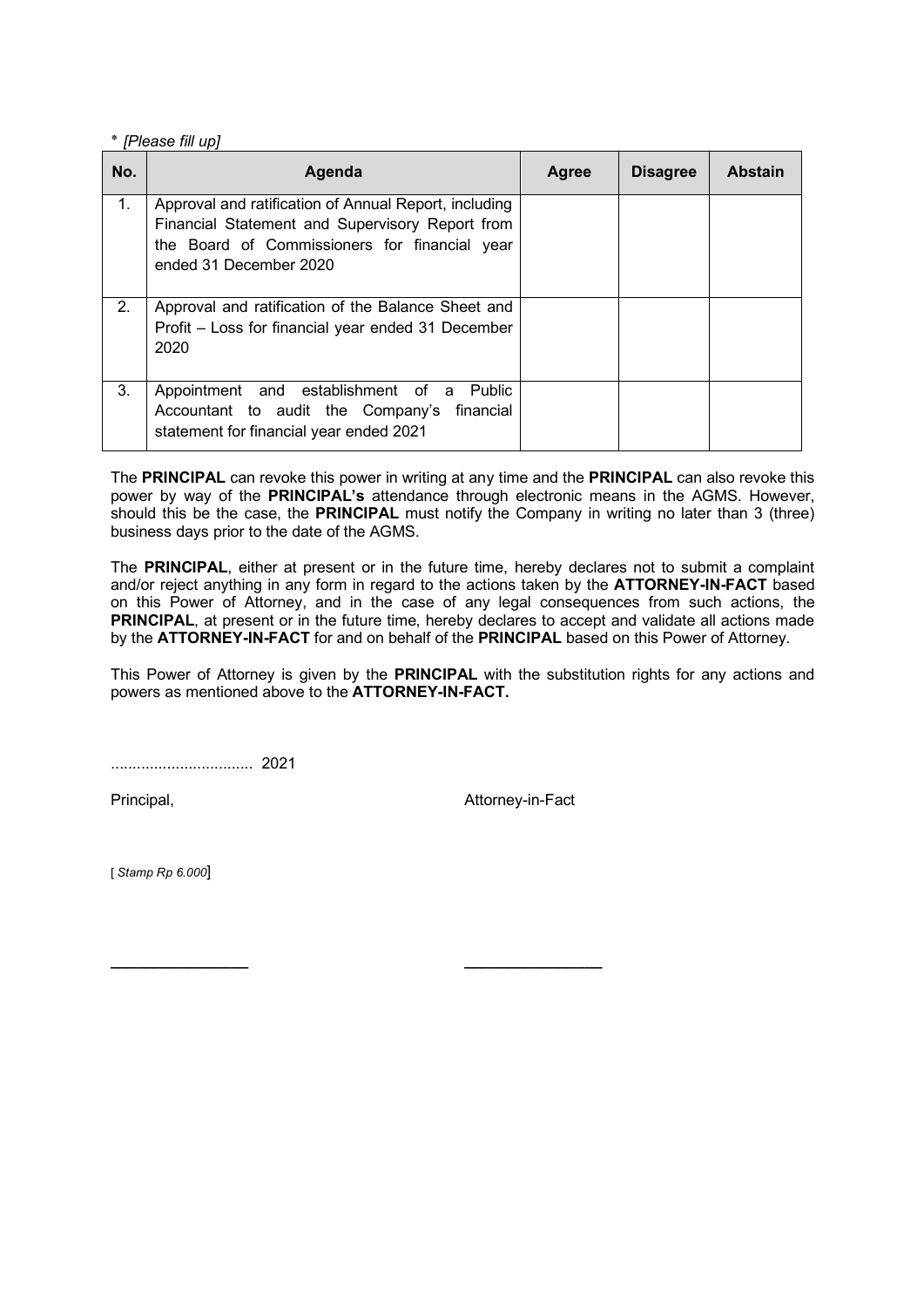* *[Please fill up]*

| No. | Agenda | Agree | Disagree | Abstain |
|---|---|---|---|---|
| 1. | Approval and ratification of Annual Report, including Financial Statement and Supervisory Report from the Board of Commissioners for financial year ended 31 December 2020 | | | |
| 2. | Approval and ratification of the Balance Sheet and Profit – Loss for financial year ended 31 December 2020 | | | |
| 3. | Appointment and establishment of a Public Accountant to audit the Company's financial statement for financial year ended 2021 | | | |

The **PRINCIPAL** can revoke this power in writing at any time and the **PRINCIPAL** can also revoke this power by way of the **PRINCIPAL's** attendance through electronic means in the AGMS. However, should this be the case, the **PRINCIPAL** must notify the Company in writing no later than 3 (three) business days prior to the date of the AGMS.

The **PRINCIPAL**, either at present or in the future time, hereby declares not to submit a complaint and/or reject anything in any form in regard to the actions taken by the **ATTORNEY-IN-FACT** based on this Power of Attorney, and in the case of any legal consequences from such actions, the **PRINCIPAL**, at present or in the future time, hereby declares to accept and validate all actions made by the **ATTORNEY-IN-FACT** for and on behalf of the **PRINCIPAL** based on this Power of Attorney.

This Power of Attorney is given by the **PRINCIPAL** with the substitution rights for any actions and powers as mentioned above to the **ATTORNEY-IN-FACT.**

................................ 2021

Principal, Attorney-in-Fact

[ *Stamp Rp 6.000*]

________________ ________________